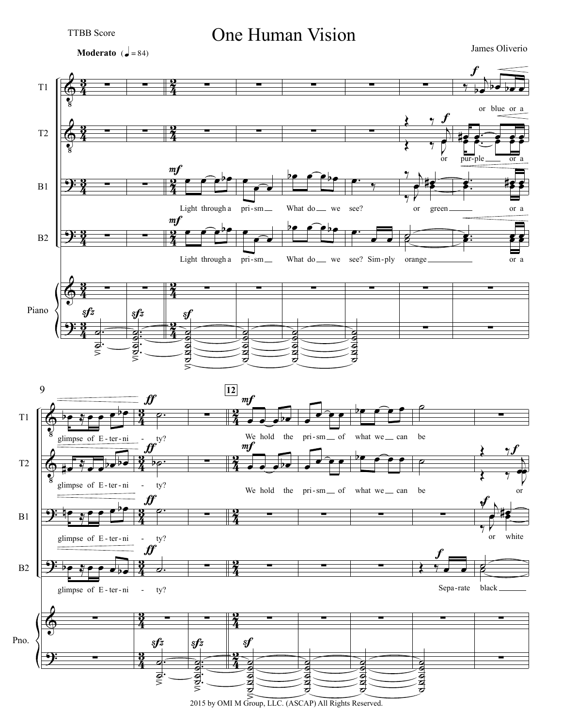TTBB Score

# One Human Vision

James Oliverio

**Moderato** (♩ = 84)

2015 by OMI M Group, LLC. (ASCAP) All Rights Reserved.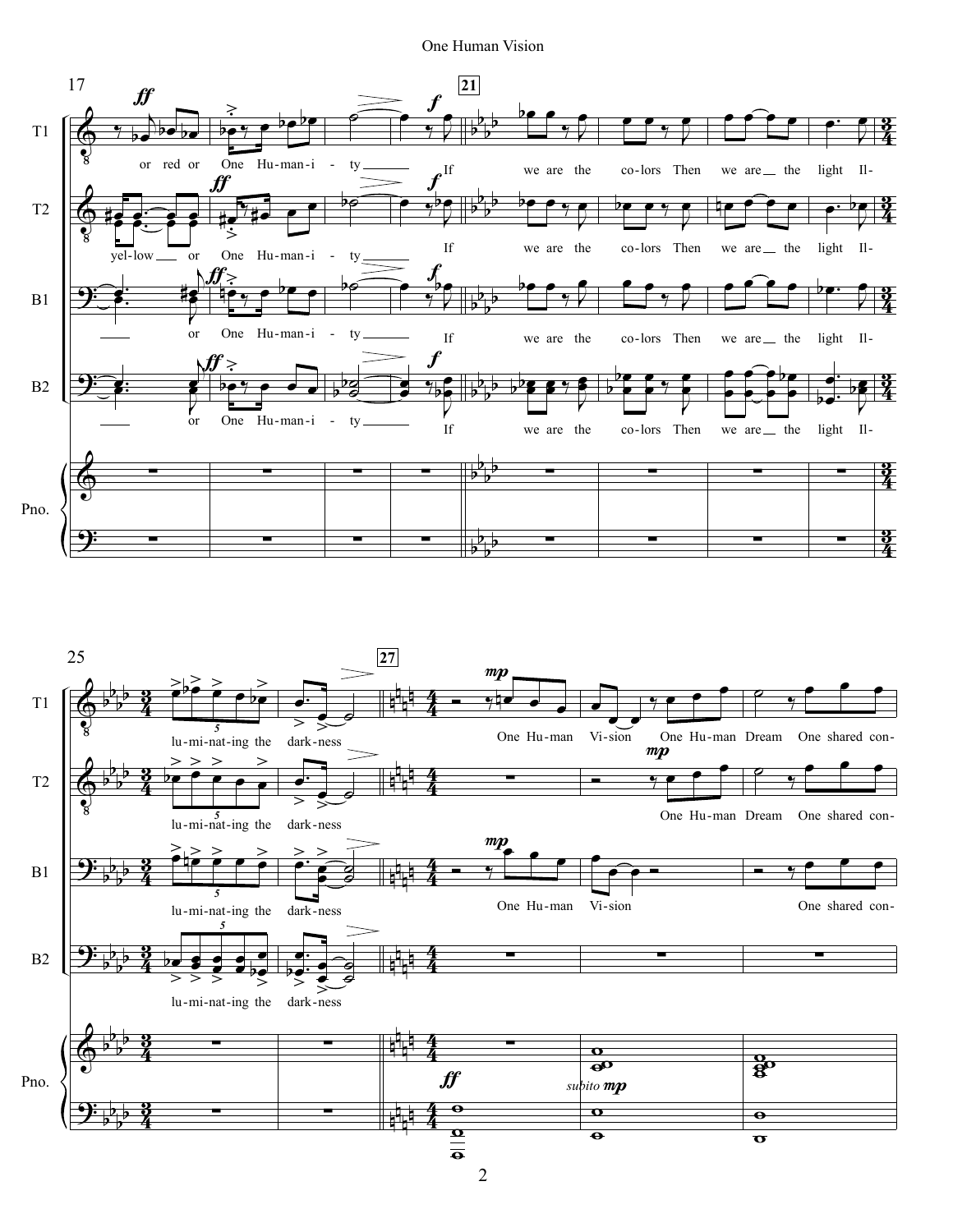17

T1: or red or One Hu-man-i - ty If we are the co-lors Then we are the light Il-

T2: yel-low or One Hu-man-i - ty If we are the co-lors Then we are the light Il-

B1: or One Hu-man-i - ty If we are the co-lors Then we are the light Il-

B2: or One Hu-man-i - ty If we are the co-lors Then we are the light Il-

Pno.

25

T1: lu-mi-nat-ing the dark-ness One Hu-man Vi-sion One Hu-man Dream One shared con-

T2: lu-mi-nat-ing the dark-ness One Hu-man Dream One shared con-

B1: lu-mi-nat-ing the dark-ness One Hu-man Vi-sion One shared con-

B2: lu-mi-nat-ing the dark-ness

Pno. *subito mp*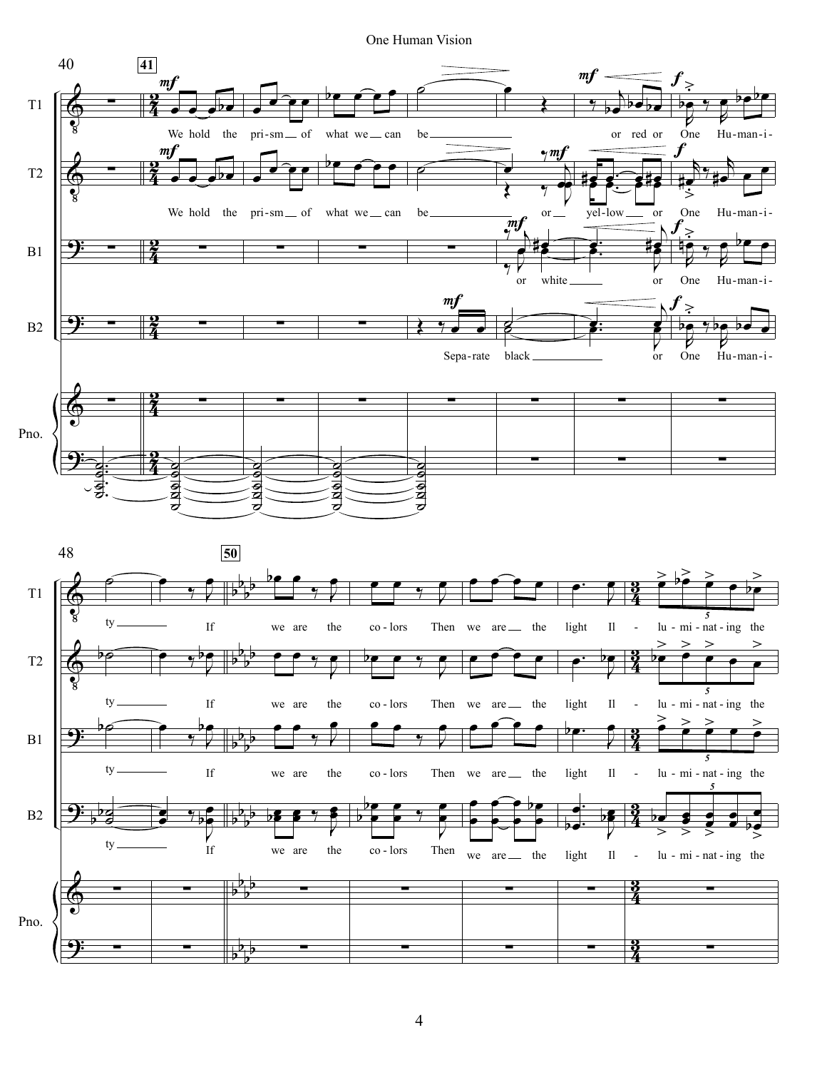40 **41**

T1: *mf* We hold the pri-sm of what we can be — *mf* or red or *f* One Hu-man-i-

T2: *mf* We hold the pri-sm of what we can be — *mf* or yel-low or *f* One Hu-man-i-

B1: *mf* or white — or *f* One Hu-man-i-

B2: *mf* Sepa-rate black — or *f* One Hu-man-i-

Pno.

48 **50**

T1: ty — If we are the co-lors Then we are the light Il - lu-mi-nat-ing the

T2: ty — If we are the co-lors Then we are the light Il - lu-mi-nat-ing the

B1: ty — If we are the co-lors Then we are the light Il - lu-mi-nat-ing the

B2: ty — If we are the co-lors Then we are the light Il - lu-mi-nat-ing the

Pno.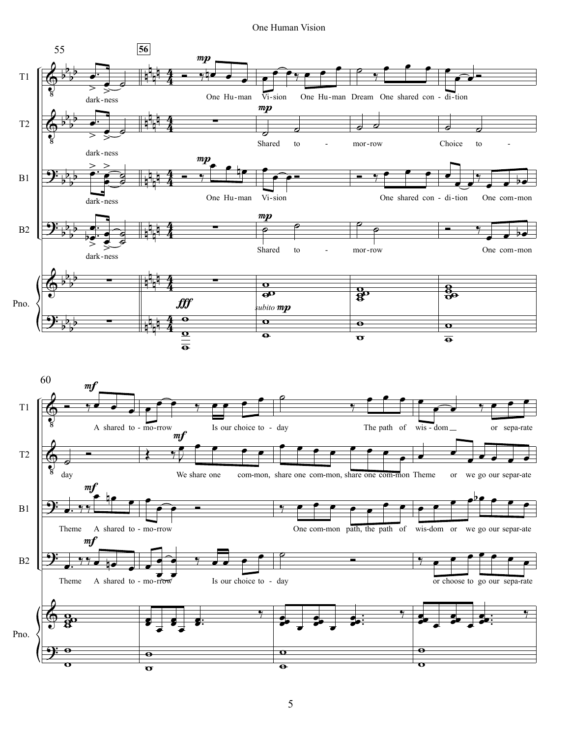55 | 56

**T1:** dark-ness — *mp* One Hu-man Vi-sion One Hu-man Dream One shared con-di-tion

**T2:** dark-ness — *mp* Shared to-mor-row Choice to-

**B1:** dark-ness — *mp* One Hu-man Vi-sion One shared con-di-tion One com-mon

**B2:** dark-ness — *mp* Shared to-mor-row One com-mon

**Pno.:** *fff* — *subito mp*

60

**T1:** *mf* A shared to-mo-rrow Is our choice to-day The path of wis-dom or sep-ar-ate

**T2:** day *mf* We share one com-mon, share one com-mon, share one com-mon Theme or we go our separ-ate

**B1:** Theme *mf* A shared to-mo-rrow One com-mon path, the path of wis-dom or we go our separ-ate

**B2:** Theme *mf* A shared to-mo-rrow Is our choice to-day or choose to go our sepa-rate

**Pno.**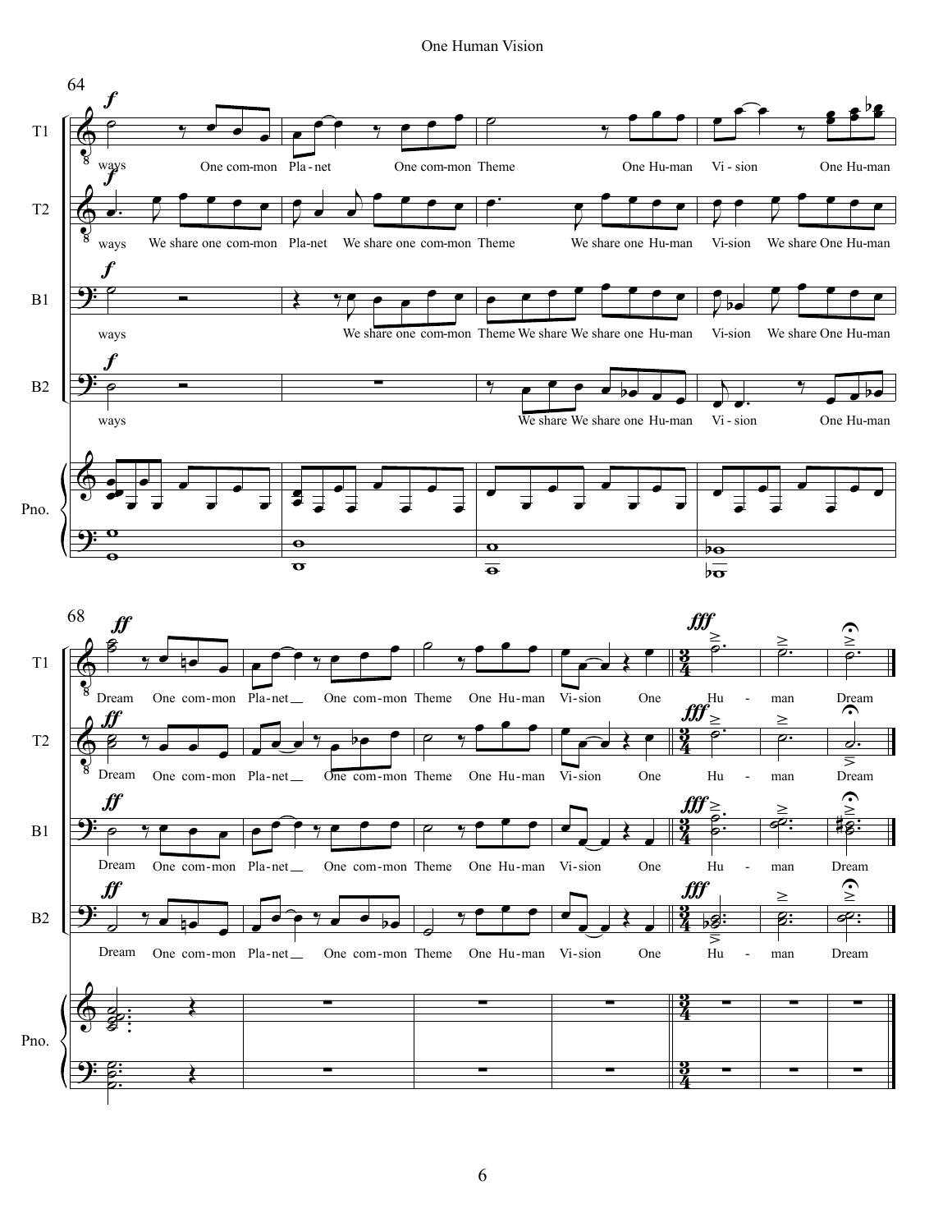64

T1: ways One com-mon Pla-net One com-mon Theme One Hu-man Vi-sion One Hu-man

T2: ways We share one com-mon Pla-net We share one com-mon Theme We share one Hu-man Vi-sion We share One Hu-man

B1: ways We share one com-mon Theme We share We share one Hu-man Vi-sion We share One Hu-man

B2: ways We share We share one Hu-man Vi-sion One Hu-man

Pno.

68

T1: Dream One com-mon Pla-net One com-mon Theme One Hu-man Vi-sion One Hu - man Dream

T2: Dream One com-mon Pla-net One com-mon Theme One Hu-man Vi-sion One Hu - man Dream

B1: Dream One com-mon Pla-net One com-mon Theme One Hu-man Vi-sion One Hu - man Dream

B2: Dream One com-mon Pla-net One com-mon Theme One Hu-man Vi-sion One Hu - man Dream

Pno.